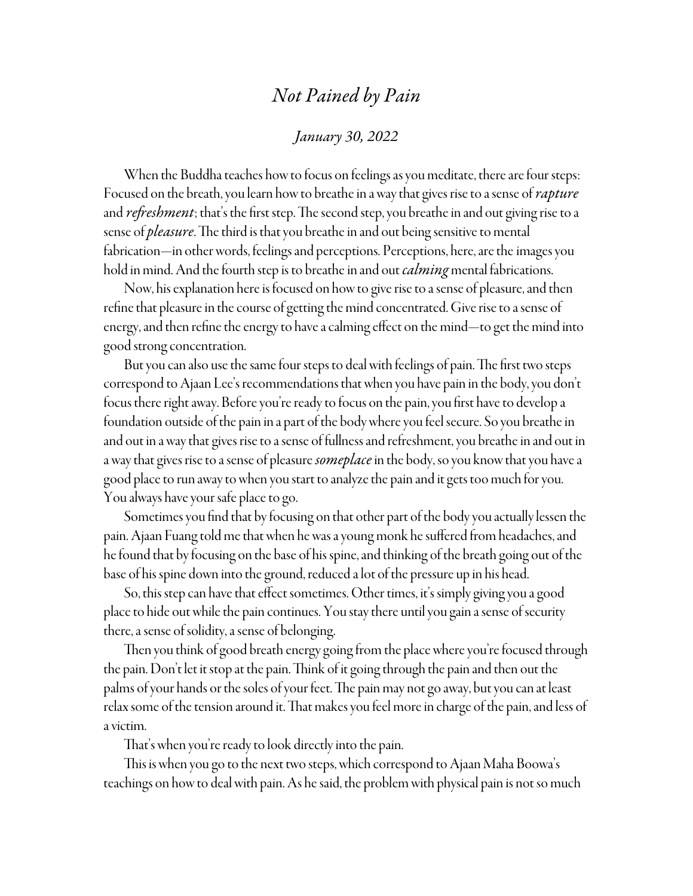# *Not Pained by Pain*

*January 30, 2022*

When the Buddha teaches how to focus on feelings as you meditate, there are four steps: Focused on the breath, you learn how to breathe in a way that gives rise to a sense of ***rapture*** and ***refreshment***; that's the first step. The second step, you breathe in and out giving rise to a sense of ***pleasure***. The third is that you breathe in and out being sensitive to mental fabrication—in other words, feelings and perceptions. Perceptions, here, are the images you hold in mind. And the fourth step is to breathe in and out ***calming*** mental fabrications.

Now, his explanation here is focused on how to give rise to a sense of pleasure, and then refine that pleasure in the course of getting the mind concentrated. Give rise to a sense of energy, and then refine the energy to have a calming effect on the mind—to get the mind into good strong concentration.

But you can also use the same four steps to deal with feelings of pain. The first two steps correspond to Ajaan Lee's recommendations that when you have pain in the body, you don't focus there right away. Before you're ready to focus on the pain, you first have to develop a foundation outside of the pain in a part of the body where you feel secure. So you breathe in and out in a way that gives rise to a sense of fullness and refreshment, you breathe in and out in a way that gives rise to a sense of pleasure ***someplace*** in the body, so you know that you have a good place to run away to when you start to analyze the pain and it gets too much for you. You always have your safe place to go.

Sometimes you find that by focusing on that other part of the body you actually lessen the pain. Ajaan Fuang told me that when he was a young monk he suffered from headaches, and he found that by focusing on the base of his spine, and thinking of the breath going out of the base of his spine down into the ground, reduced a lot of the pressure up in his head.

So, this step can have that effect sometimes. Other times, it's simply giving you a good place to hide out while the pain continues. You stay there until you gain a sense of security there, a sense of solidity, a sense of belonging.

Then you think of good breath energy going from the place where you're focused through the pain. Don't let it stop at the pain. Think of it going through the pain and then out the palms of your hands or the soles of your feet. The pain may not go away, but you can at least relax some of the tension around it. That makes you feel more in charge of the pain, and less of a victim.

That's when you're ready to look directly into the pain.

This is when you go to the next two steps, which correspond to Ajaan Maha Boowa's teachings on how to deal with pain. As he said, the problem with physical pain is not so much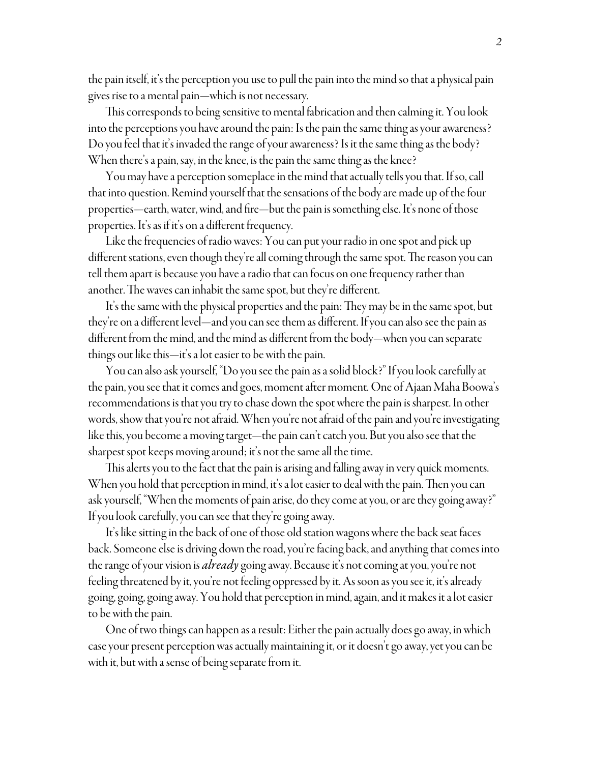the pain itself, it's the perception you use to pull the pain into the mind so that a physical pain gives rise to a mental pain—which is not necessary.

This corresponds to being sensitive to mental fabrication and then calming it. You look into the perceptions you have around the pain: Is the pain the same thing as your awareness? Do you feel that it's invaded the range of your awareness? Is it the same thing as the body? When there's a pain, say, in the knee, is the pain the same thing as the knee?

You may have a perception someplace in the mind that actually tells you that. If so, call that into question. Remind yourself that the sensations of the body are made up of the four properties—earth, water, wind, and fire—but the pain is something else. It's none of those properties. It's as if it's on a different frequency.

Like the frequencies of radio waves: You can put your radio in one spot and pick up different stations, even though they're all coming through the same spot. The reason you can tell them apart is because you have a radio that can focus on one frequency rather than another. The waves can inhabit the same spot, but they're different.

It's the same with the physical properties and the pain: They may be in the same spot, but they're on a different level—and you can see them as different. If you can also see the pain as different from the mind, and the mind as different from the body—when you can separate things out like this—it's a lot easier to be with the pain.

You can also ask yourself, "Do you see the pain as a solid block?" If you look carefully at the pain, you see that it comes and goes, moment after moment. One of Ajaan Maha Boowa's recommendations is that you try to chase down the spot where the pain is sharpest. In other words, show that you're not afraid. When you're not afraid of the pain and you're investigating like this, you become a moving target—the pain can't catch you. But you also see that the sharpest spot keeps moving around; it's not the same all the time.

This alerts you to the fact that the pain is arising and falling away in very quick moments. When you hold that perception in mind, it's a lot easier to deal with the pain. Then you can ask yourself, "When the moments of pain arise, do they come at you, or are they going away?" If you look carefully, you can see that they're going away.

It's like sitting in the back of one of those old station wagons where the back seat faces back. Someone else is driving down the road, you're facing back, and anything that comes into the range of your vision is ***already*** going away. Because it's not coming at you, you're not feeling threatened by it, you're not feeling oppressed by it. As soon as you see it, it's already going, going, going away. You hold that perception in mind, again, and it makes it a lot easier to be with the pain.

One of two things can happen as a result: Either the pain actually does go away, in which case your present perception was actually maintaining it, or it doesn't go away, yet you can be with it, but with a sense of being separate from it.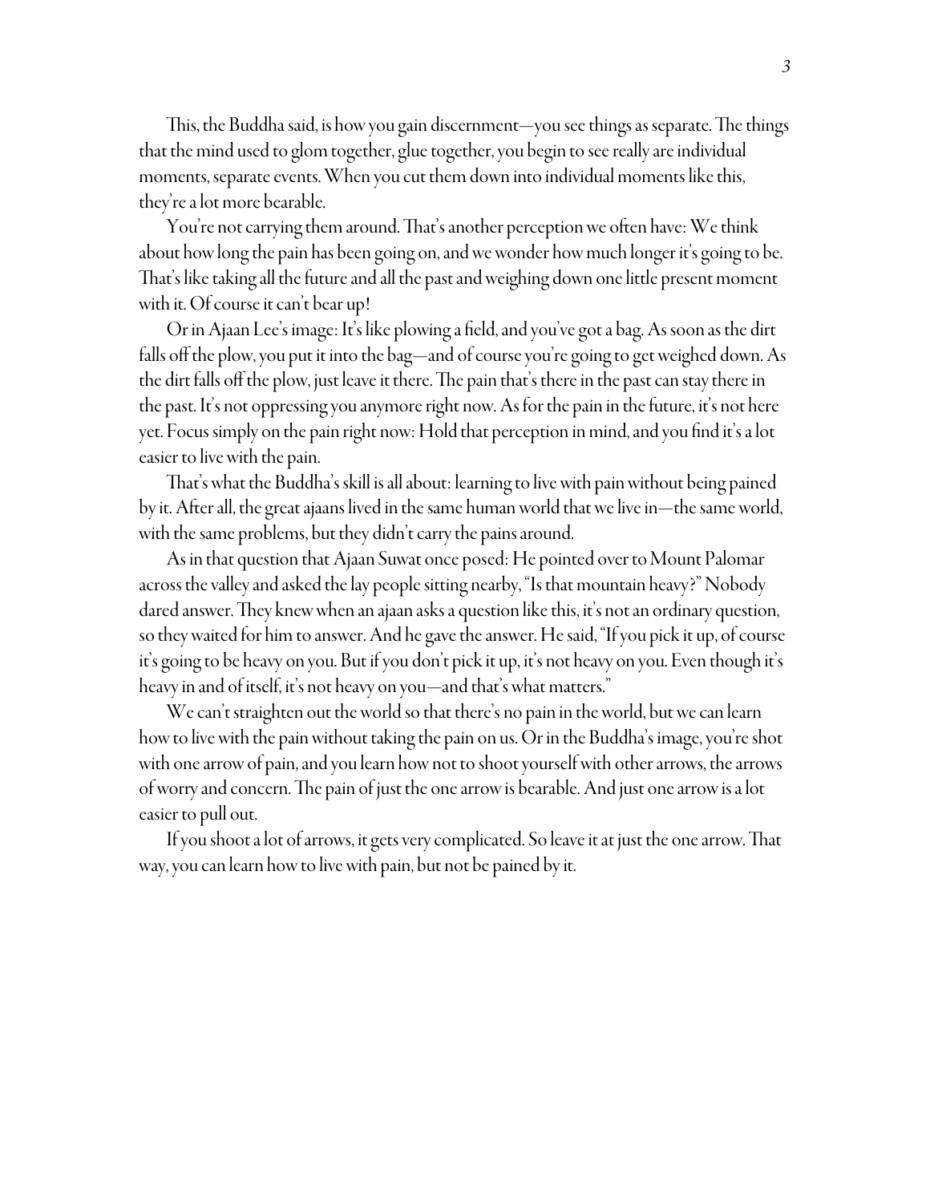This, the Buddha said, is how you gain discernment—you see things as separate. The things that the mind used to glom together, glue together, you begin to see really are individual moments, separate events. When you cut them down into individual moments like this, they're a lot more bearable.

You're not carrying them around. That's another perception we often have: We think about how long the pain has been going on, and we wonder how much longer it's going to be. That's like taking all the future and all the past and weighing down one little present moment with it. Of course it can't bear up!

Or in Ajaan Lee's image: It's like plowing a field, and you've got a bag. As soon as the dirt falls off the plow, you put it into the bag—and of course you're going to get weighed down. As the dirt falls off the plow, just leave it there. The pain that's there in the past can stay there in the past. It's not oppressing you anymore right now. As for the pain in the future, it's not here yet. Focus simply on the pain right now: Hold that perception in mind, and you find it's a lot easier to live with the pain.

That's what the Buddha's skill is all about: learning to live with pain without being pained by it. After all, the great ajaans lived in the same human world that we live in—the same world, with the same problems, but they didn't carry the pains around.

As in that question that Ajaan Suwat once posed: He pointed over to Mount Palomar across the valley and asked the lay people sitting nearby, "Is that mountain heavy?" Nobody dared answer. They knew when an ajaan asks a question like this, it's not an ordinary question, so they waited for him to answer. And he gave the answer. He said, "If you pick it up, of course it's going to be heavy on you. But if you don't pick it up, it's not heavy on you. Even though it's heavy in and of itself, it's not heavy on you—and that's what matters."

We can't straighten out the world so that there's no pain in the world, but we can learn how to live with the pain without taking the pain on us. Or in the Buddha's image, you're shot with one arrow of pain, and you learn how not to shoot yourself with other arrows, the arrows of worry and concern. The pain of just the one arrow is bearable. And just one arrow is a lot easier to pull out.

If you shoot a lot of arrows, it gets very complicated. So leave it at just the one arrow. That way, you can learn how to live with pain, but not be pained by it.